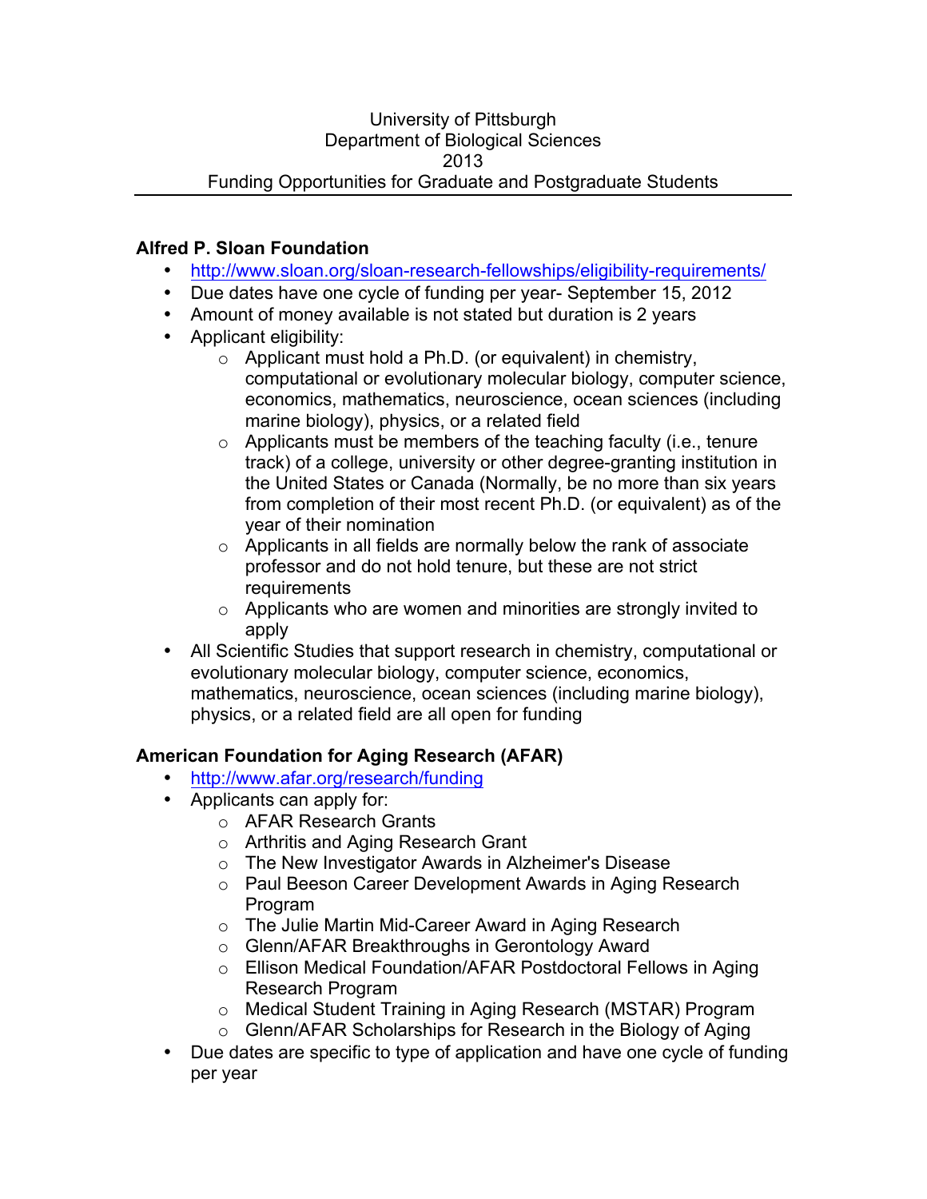University of Pittsburgh
Department of Biological Sciences
2013
Funding Opportunities for Graduate and Postgraduate Students

---

### Alfred P. Sloan Foundation

- http://www.sloan.org/sloan-research-fellowships/eligibility-requirements/
- Due dates have one cycle of funding per year- September 15, 2012
- Amount of money available is not stated but duration is 2 years
- Applicant eligibility:
    - Applicant must hold a Ph.D. (or equivalent) in chemistry, computational or evolutionary molecular biology, computer science, economics, mathematics, neuroscience, ocean sciences (including marine biology), physics, or a related field
    - Applicants must be members of the teaching faculty (i.e., tenure track) of a college, university or other degree-granting institution in the United States or Canada (Normally, be no more than six years from completion of their most recent Ph.D. (or equivalent) as of the year of their nomination
    - Applicants in all fields are normally below the rank of associate professor and do not hold tenure, but these are not strict requirements
    - Applicants who are women and minorities are strongly invited to apply
- All Scientific Studies that support research in chemistry, computational or evolutionary molecular biology, computer science, economics, mathematics, neuroscience, ocean sciences (including marine biology), physics, or a related field are all open for funding

### American Foundation for Aging Research (AFAR)

- http://www.afar.org/research/funding
- Applicants can apply for:
    - AFAR Research Grants
    - Arthritis and Aging Research Grant
    - The New Investigator Awards in Alzheimer's Disease
    - Paul Beeson Career Development Awards in Aging Research Program
    - The Julie Martin Mid-Career Award in Aging Research
    - Glenn/AFAR Breakthroughs in Gerontology Award
    - Ellison Medical Foundation/AFAR Postdoctoral Fellows in Aging Research Program
    - Medical Student Training in Aging Research (MSTAR) Program
    - Glenn/AFAR Scholarships for Research in the Biology of Aging
- Due dates are specific to type of application and have one cycle of funding per year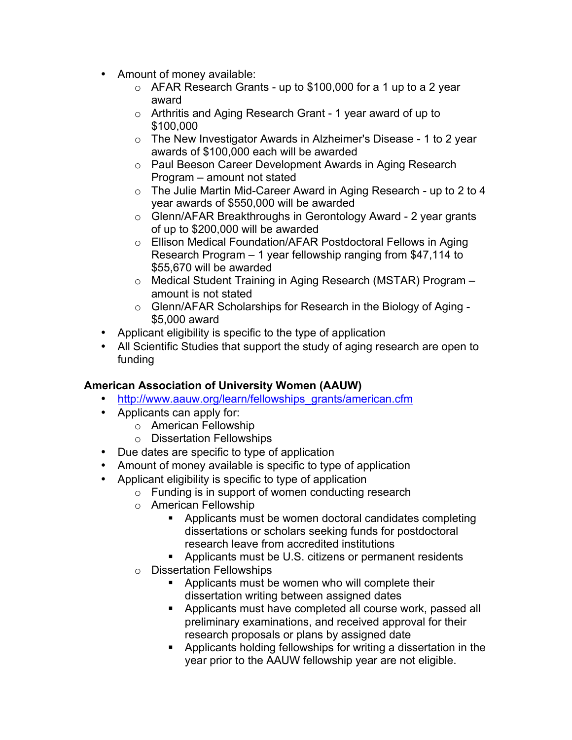- Amount of money available:
  - AFAR Research Grants - up to $100,000 for a 1 up to a 2 year award
  - Arthritis and Aging Research Grant - 1 year award of up to $100,000
  - The New Investigator Awards in Alzheimer's Disease - 1 to 2 year awards of $100,000 each will be awarded
  - Paul Beeson Career Development Awards in Aging Research Program – amount not stated
  - The Julie Martin Mid-Career Award in Aging Research - up to 2 to 4 year awards of $550,000 will be awarded
  - Glenn/AFAR Breakthroughs in Gerontology Award - 2 year grants of up to $200,000 will be awarded
  - Ellison Medical Foundation/AFAR Postdoctoral Fellows in Aging Research Program – 1 year fellowship ranging from $47,114 to $55,670 will be awarded
  - Medical Student Training in Aging Research (MSTAR) Program – amount is not stated
  - Glenn/AFAR Scholarships for Research in the Biology of Aging - $5,000 award
- Applicant eligibility is specific to the type of application
- All Scientific Studies that support the study of aging research are open to funding

**American Association of University Women (AAUW)**

- http://www.aauw.org/learn/fellowships_grants/american.cfm
- Applicants can apply for:
  - American Fellowship
  - Dissertation Fellowships
- Due dates are specific to type of application
- Amount of money available is specific to type of application
- Applicant eligibility is specific to type of application
  - Funding is in support of women conducting research
  - American Fellowship
    - Applicants must be women doctoral candidates completing dissertations or scholars seeking funds for postdoctoral research leave from accredited institutions
    - Applicants must be U.S. citizens or permanent residents
  - Dissertation Fellowships
    - Applicants must be women who will complete their dissertation writing between assigned dates
    - Applicants must have completed all course work, passed all preliminary examinations, and received approval for their research proposals or plans by assigned date
    - Applicants holding fellowships for writing a dissertation in the year prior to the AAUW fellowship year are not eligible.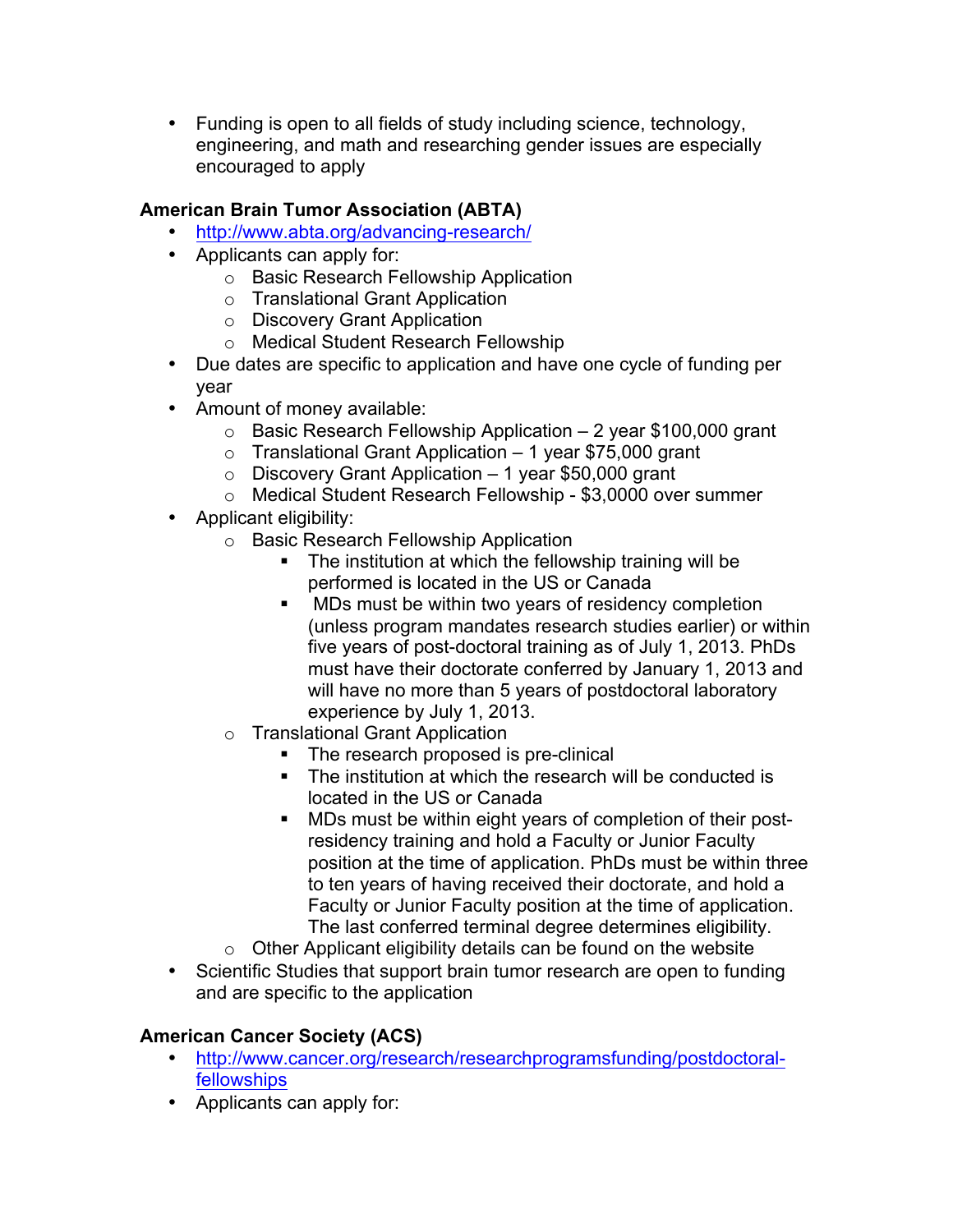- Funding is open to all fields of study including science, technology, engineering, and math and researching gender issues are especially encouraged to apply

**American Brain Tumor Association (ABTA)**

- http://www.abta.org/advancing-research/
- Applicants can apply for:
  - Basic Research Fellowship Application
  - Translational Grant Application
  - Discovery Grant Application
  - Medical Student Research Fellowship
- Due dates are specific to application and have one cycle of funding per year
- Amount of money available:
  - Basic Research Fellowship Application – 2 year $100,000 grant
  - Translational Grant Application – 1 year $75,000 grant
  - Discovery Grant Application – 1 year $50,000 grant
  - Medical Student Research Fellowship - $3,0000 over summer
- Applicant eligibility:
  - Basic Research Fellowship Application
    - The institution at which the fellowship training will be performed is located in the US or Canada
    - MDs must be within two years of residency completion (unless program mandates research studies earlier) or within five years of post-doctoral training as of July 1, 2013. PhDs must have their doctorate conferred by January 1, 2013 and will have no more than 5 years of postdoctoral laboratory experience by July 1, 2013.
  - Translational Grant Application
    - The research proposed is pre-clinical
    - The institution at which the research will be conducted is located in the US or Canada
    - MDs must be within eight years of completion of their post-residency training and hold a Faculty or Junior Faculty position at the time of application. PhDs must be within three to ten years of having received their doctorate, and hold a Faculty or Junior Faculty position at the time of application. The last conferred terminal degree determines eligibility.
  - Other Applicant eligibility details can be found on the website
- Scientific Studies that support brain tumor research are open to funding and are specific to the application

**American Cancer Society (ACS)**

- http://www.cancer.org/research/researchprogramsfunding/postdoctoral-fellowships
- Applicants can apply for: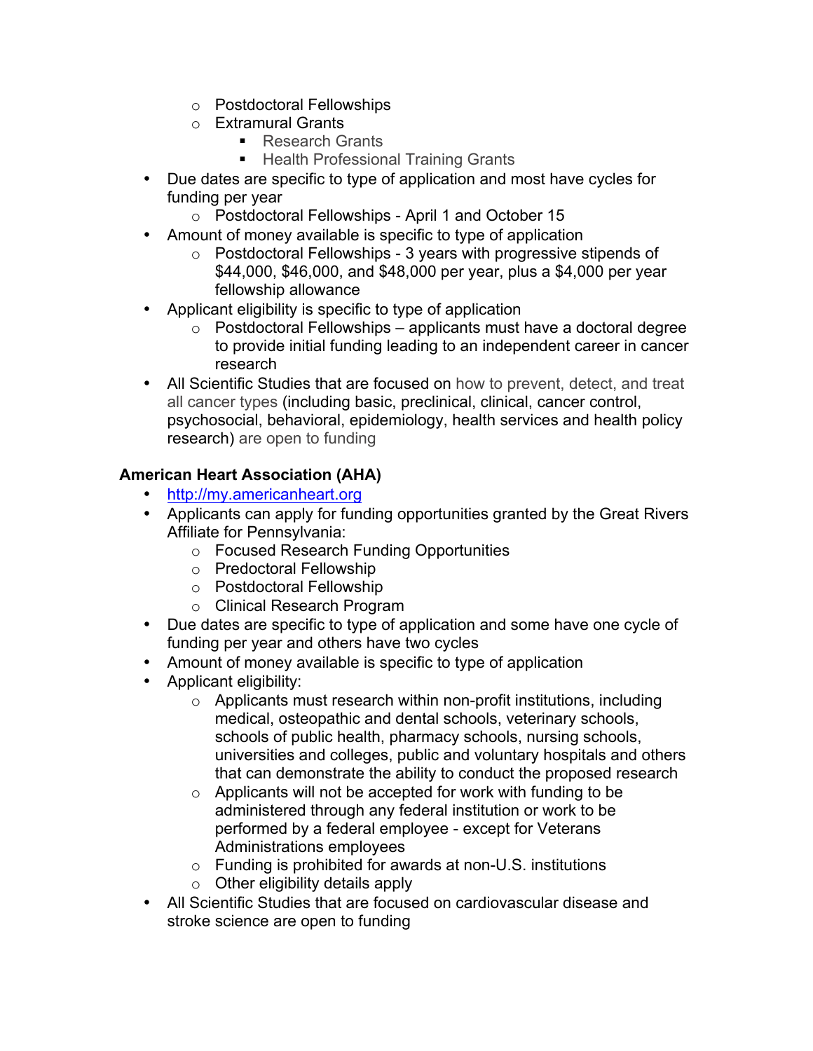- Postdoctoral Fellowships
    - Extramural Grants
        - Research Grants
        - Health Professional Training Grants
- Due dates are specific to type of application and most have cycles for funding per year
    - Postdoctoral Fellowships - April 1 and October 15
- Amount of money available is specific to type of application
    - Postdoctoral Fellowships - 3 years with progressive stipends of $44,000, $46,000, and $48,000 per year, plus a $4,000 per year fellowship allowance
- Applicant eligibility is specific to type of application
    - Postdoctoral Fellowships – applicants must have a doctoral degree to provide initial funding leading to an independent career in cancer research
- All Scientific Studies that are focused on how to prevent, detect, and treat all cancer types (including basic, preclinical, clinical, cancer control, psychosocial, behavioral, epidemiology, health services and health policy research) are open to funding

**American Heart Association (AHA)**

- http://my.americanheart.org
- Applicants can apply for funding opportunities granted by the Great Rivers Affiliate for Pennsylvania:
    - Focused Research Funding Opportunities
    - Predoctoral Fellowship
    - Postdoctoral Fellowship
    - Clinical Research Program
- Due dates are specific to type of application and some have one cycle of funding per year and others have two cycles
- Amount of money available is specific to type of application
- Applicant eligibility:
    - Applicants must research within non-profit institutions, including medical, osteopathic and dental schools, veterinary schools, schools of public health, pharmacy schools, nursing schools, universities and colleges, public and voluntary hospitals and others that can demonstrate the ability to conduct the proposed research
    - Applicants will not be accepted for work with funding to be administered through any federal institution or work to be performed by a federal employee - except for Veterans Administrations employees
    - Funding is prohibited for awards at non-U.S. institutions
    - Other eligibility details apply
- All Scientific Studies that are focused on cardiovascular disease and stroke science are open to funding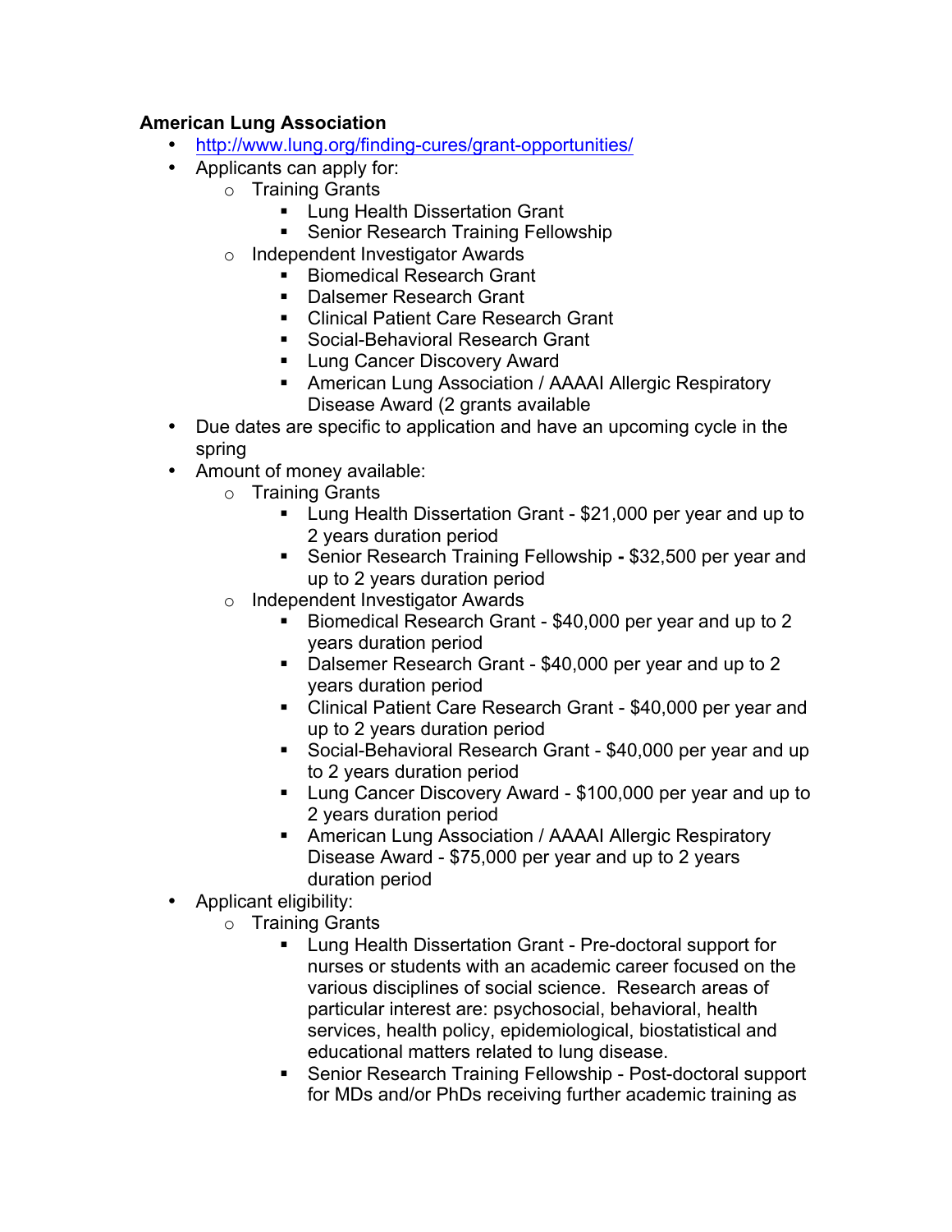**American Lung Association**

- http://www.lung.org/finding-cures/grant-opportunities/
- Applicants can apply for:
  - Training Grants
    - Lung Health Dissertation Grant
    - Senior Research Training Fellowship
  - Independent Investigator Awards
    - Biomedical Research Grant
    - Dalsemer Research Grant
    - Clinical Patient Care Research Grant
    - Social-Behavioral Research Grant
    - Lung Cancer Discovery Award
    - American Lung Association / AAAAI Allergic Respiratory Disease Award (2 grants available
- Due dates are specific to application and have an upcoming cycle in the spring
- Amount of money available:
  - Training Grants
    - Lung Health Dissertation Grant - $21,000 per year and up to 2 years duration period
    - Senior Research Training Fellowship **-** $32,500 per year and up to 2 years duration period
  - Independent Investigator Awards
    - Biomedical Research Grant - $40,000 per year and up to 2 years duration period
    - Dalsemer Research Grant - $40,000 per year and up to 2 years duration period
    - Clinical Patient Care Research Grant - $40,000 per year and up to 2 years duration period
    - Social-Behavioral Research Grant - $40,000 per year and up to 2 years duration period
    - Lung Cancer Discovery Award - $100,000 per year and up to 2 years duration period
    - American Lung Association / AAAAI Allergic Respiratory Disease Award - $75,000 per year and up to 2 years duration period
- Applicant eligibility:
  - Training Grants
    - Lung Health Dissertation Grant - Pre-doctoral support for nurses or students with an academic career focused on the various disciplines of social science. Research areas of particular interest are: psychosocial, behavioral, health services, health policy, epidemiological, biostatistical and educational matters related to lung disease.
    - Senior Research Training Fellowship - Post-doctoral support for MDs and/or PhDs receiving further academic training as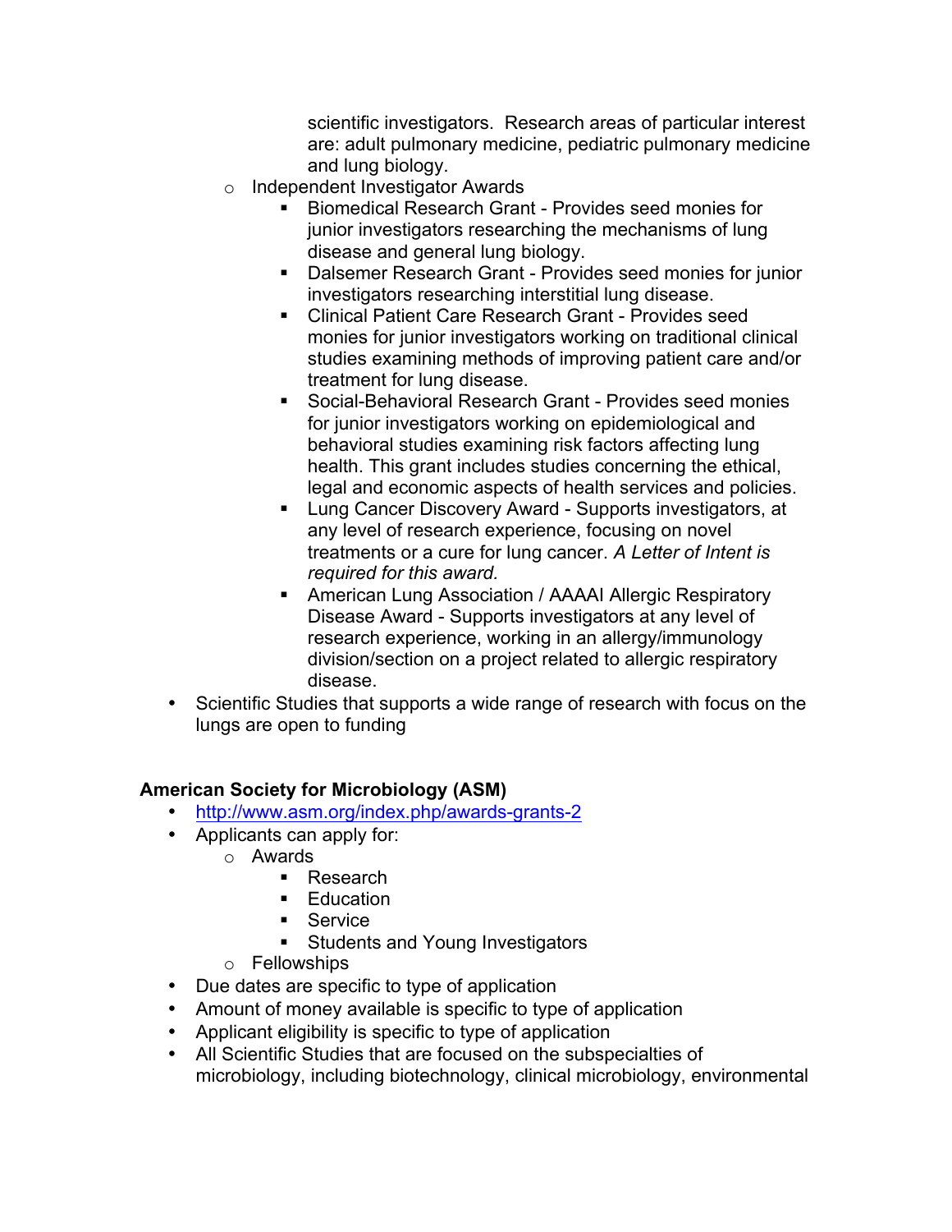scientific investigators. Research areas of particular interest are: adult pulmonary medicine, pediatric pulmonary medicine and lung biology.

- Independent Investigator Awards
  - Biomedical Research Grant - Provides seed monies for junior investigators researching the mechanisms of lung disease and general lung biology.
  - Dalsemer Research Grant - Provides seed monies for junior investigators researching interstitial lung disease.
  - Clinical Patient Care Research Grant - Provides seed monies for junior investigators working on traditional clinical studies examining methods of improving patient care and/or treatment for lung disease.
  - Social-Behavioral Research Grant - Provides seed monies for junior investigators working on epidemiological and behavioral studies examining risk factors affecting lung health. This grant includes studies concerning the ethical, legal and economic aspects of health services and policies.
  - Lung Cancer Discovery Award - Supports investigators, at any level of research experience, focusing on novel treatments or a cure for lung cancer. *A Letter of Intent is required for this award.*
  - American Lung Association / AAAAI Allergic Respiratory Disease Award - Supports investigators at any level of research experience, working in an allergy/immunology division/section on a project related to allergic respiratory disease.

- Scientific Studies that supports a wide range of research with focus on the lungs are open to funding

**American Society for Microbiology (ASM)**

- http://www.asm.org/index.php/awards-grants-2
- Applicants can apply for:
  - Awards
    - Research
    - Education
    - Service
    - Students and Young Investigators
  - Fellowships
- Due dates are specific to type of application
- Amount of money available is specific to type of application
- Applicant eligibility is specific to type of application
- All Scientific Studies that are focused on the subspecialties of microbiology, including biotechnology, clinical microbiology, environmental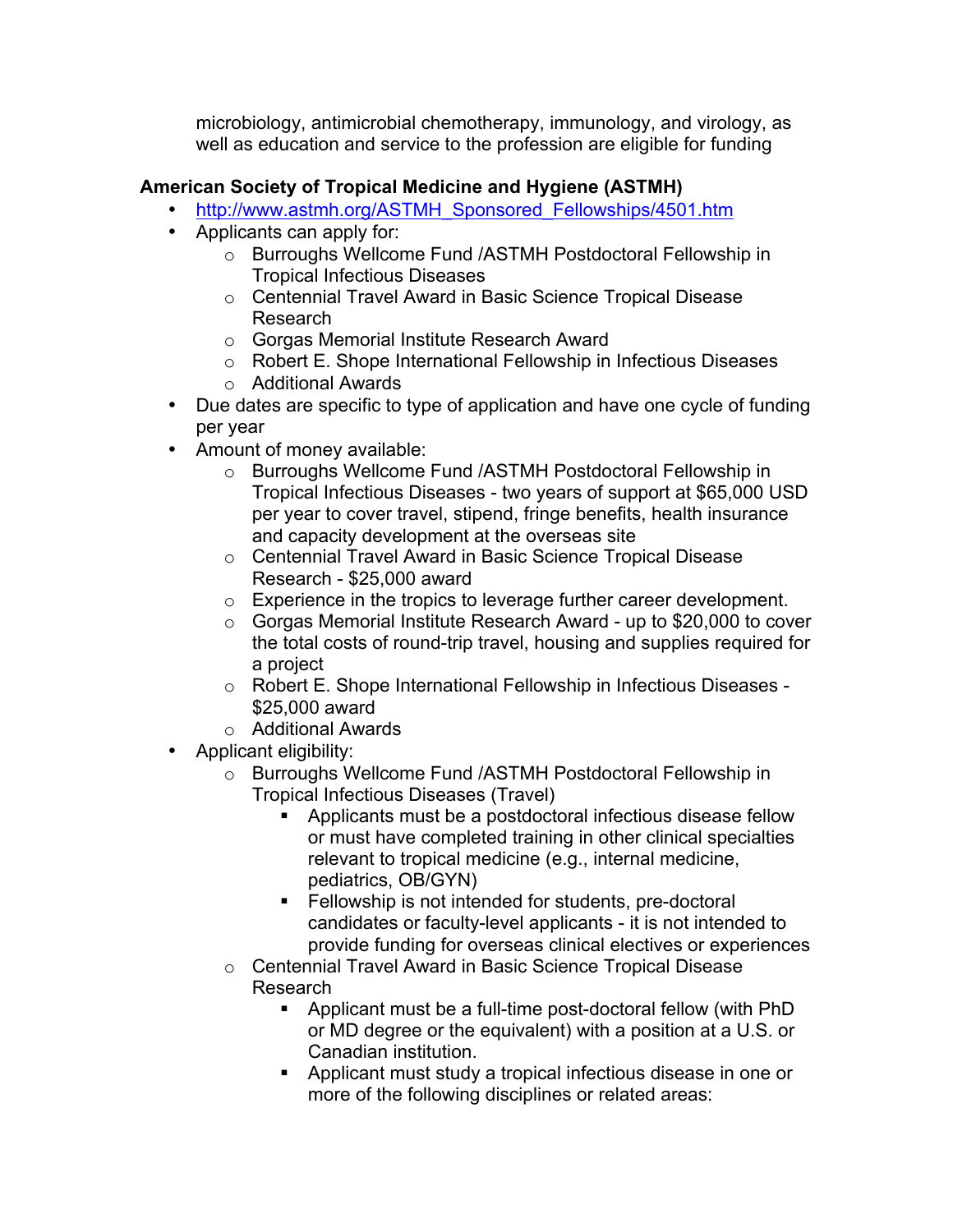microbiology, antimicrobial chemotherapy, immunology, and virology, as well as education and service to the profession are eligible for funding

**American Society of Tropical Medicine and Hygiene (ASTMH)**

- http://www.astmh.org/ASTMH_Sponsored_Fellowships/4501.htm
- Applicants can apply for:
  - Burroughs Wellcome Fund /ASTMH Postdoctoral Fellowship in Tropical Infectious Diseases
  - Centennial Travel Award in Basic Science Tropical Disease Research
  - Gorgas Memorial Institute Research Award
  - Robert E. Shope International Fellowship in Infectious Diseases
  - Additional Awards
- Due dates are specific to type of application and have one cycle of funding per year
- Amount of money available:
  - Burroughs Wellcome Fund /ASTMH Postdoctoral Fellowship in Tropical Infectious Diseases - two years of support at $65,000 USD per year to cover travel, stipend, fringe benefits, health insurance and capacity development at the overseas site
  - Centennial Travel Award in Basic Science Tropical Disease Research - $25,000 award
  - Experience in the tropics to leverage further career development.
  - Gorgas Memorial Institute Research Award - up to $20,000 to cover the total costs of round-trip travel, housing and supplies required for a project
  - Robert E. Shope International Fellowship in Infectious Diseases - $25,000 award
  - Additional Awards
- Applicant eligibility:
  - Burroughs Wellcome Fund /ASTMH Postdoctoral Fellowship in Tropical Infectious Diseases (Travel)
    - Applicants must be a postdoctoral infectious disease fellow or must have completed training in other clinical specialties relevant to tropical medicine (e.g., internal medicine, pediatrics, OB/GYN)
    - Fellowship is not intended for students, pre-doctoral candidates or faculty-level applicants - it is not intended to provide funding for overseas clinical electives or experiences
  - Centennial Travel Award in Basic Science Tropical Disease Research
    - Applicant must be a full-time post-doctoral fellow (with PhD or MD degree or the equivalent) with a position at a U.S. or Canadian institution.
    - Applicant must study a tropical infectious disease in one or more of the following disciplines or related areas: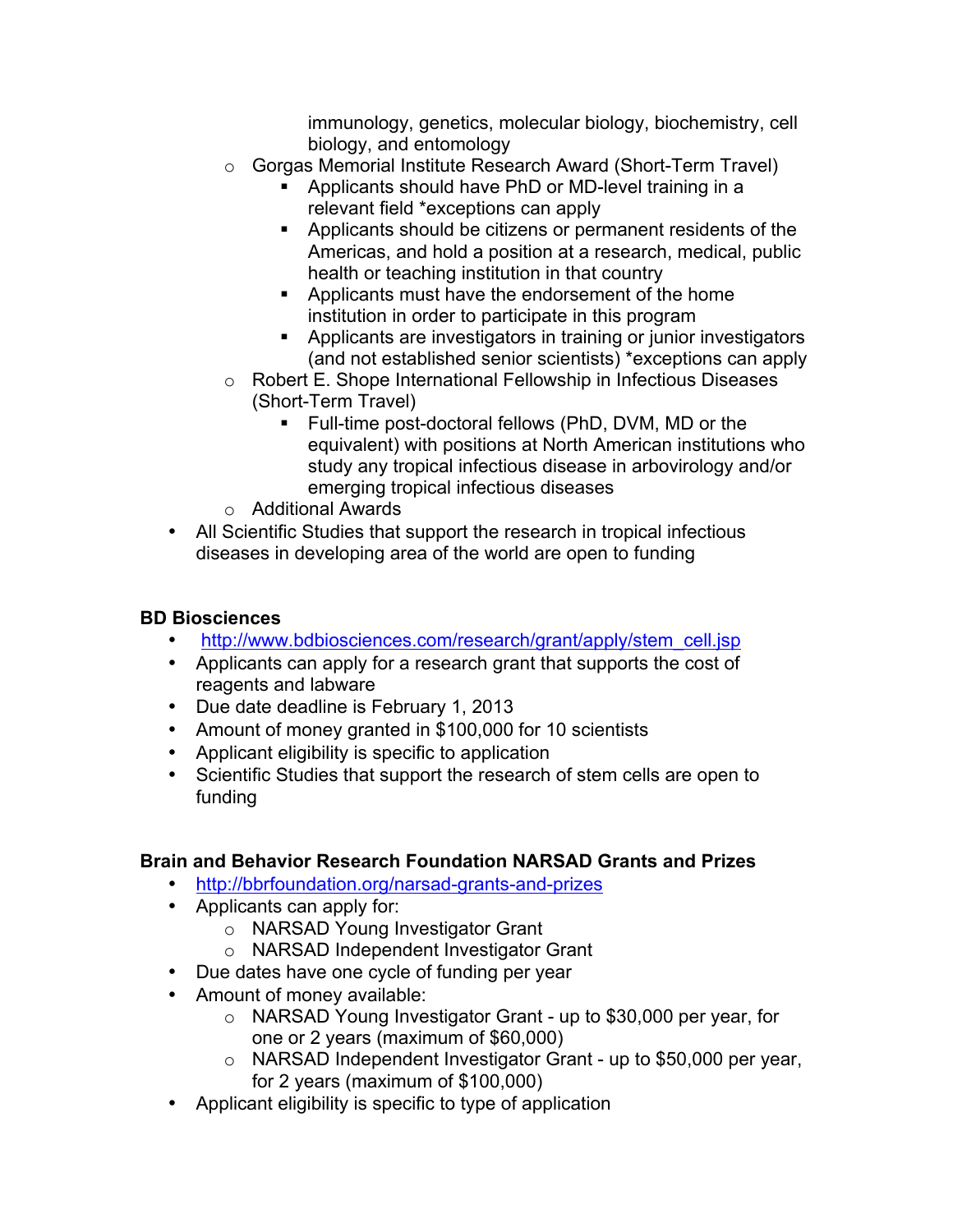- immunology, genetics, molecular biology, biochemistry, cell biology, and entomology
  - Gorgas Memorial Institute Research Award (Short-Term Travel)
    - Applicants should have PhD or MD-level training in a relevant field *exceptions can apply
    - Applicants should be citizens or permanent residents of the Americas, and hold a position at a research, medical, public health or teaching institution in that country
    - Applicants must have the endorsement of the home institution in order to participate in this program
    - Applicants are investigators in training or junior investigators (and not established senior scientists) *exceptions can apply
  - Robert E. Shope International Fellowship in Infectious Diseases (Short-Term Travel)
    - Full-time post-doctoral fellows (PhD, DVM, MD or the equivalent) with positions at North American institutions who study any tropical infectious disease in arbovirology and/or emerging tropical infectious diseases
  - Additional Awards
- All Scientific Studies that support the research in tropical infectious diseases in developing area of the world are open to funding

**BD Biosciences**

- http://www.bdbiosciences.com/research/grant/apply/stem_cell.jsp
- Applicants can apply for a research grant that supports the cost of reagents and labware
- Due date deadline is February 1, 2013
- Amount of money granted in $100,000 for 10 scientists
- Applicant eligibility is specific to application
- Scientific Studies that support the research of stem cells are open to funding

**Brain and Behavior Research Foundation NARSAD Grants and Prizes**

- http://bbrfoundation.org/narsad-grants-and-prizes
- Applicants can apply for:
  - NARSAD Young Investigator Grant
  - NARSAD Independent Investigator Grant
- Due dates have one cycle of funding per year
- Amount of money available:
  - NARSAD Young Investigator Grant - up to $30,000 per year, for one or 2 years (maximum of $60,000)
  - NARSAD Independent Investigator Grant - up to $50,000 per year, for 2 years (maximum of $100,000)
- Applicant eligibility is specific to type of application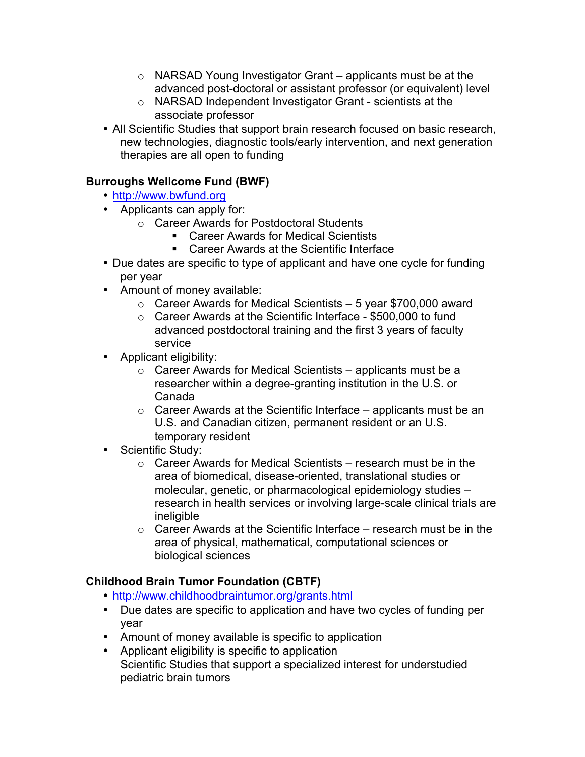- NARSAD Young Investigator Grant – applicants must be at the advanced post-doctoral or assistant professor (or equivalent) level
  - NARSAD Independent Investigator Grant - scientists at the associate professor
- All Scientific Studies that support brain research focused on basic research, new technologies, diagnostic tools/early intervention, and next generation therapies are all open to funding

**Burroughs Wellcome Fund (BWF)**

- http://www.bwfund.org
- Applicants can apply for:
  - Career Awards for Postdoctoral Students
    - Career Awards for Medical Scientists
    - Career Awards at the Scientific Interface
- Due dates are specific to type of applicant and have one cycle for funding per year
- Amount of money available:
  - Career Awards for Medical Scientists – 5 year $700,000 award
  - Career Awards at the Scientific Interface - $500,000 to fund advanced postdoctoral training and the first 3 years of faculty service
- Applicant eligibility:
  - Career Awards for Medical Scientists – applicants must be a researcher within a degree-granting institution in the U.S. or Canada
  - Career Awards at the Scientific Interface – applicants must be an U.S. and Canadian citizen, permanent resident or an U.S. temporary resident
- Scientific Study:
  - Career Awards for Medical Scientists – research must be in the area of biomedical, disease-oriented, translational studies or molecular, genetic, or pharmacological epidemiology studies – research in health services or involving large-scale clinical trials are ineligible
  - Career Awards at the Scientific Interface – research must be in the area of physical, mathematical, computational sciences or biological sciences

**Childhood Brain Tumor Foundation (CBTF)**

- http://www.childhoodbraintumor.org/grants.html
- Due dates are specific to application and have two cycles of funding per year
- Amount of money available is specific to application
- Applicant eligibility is specific to application
  Scientific Studies that support a specialized interest for understudied pediatric brain tumors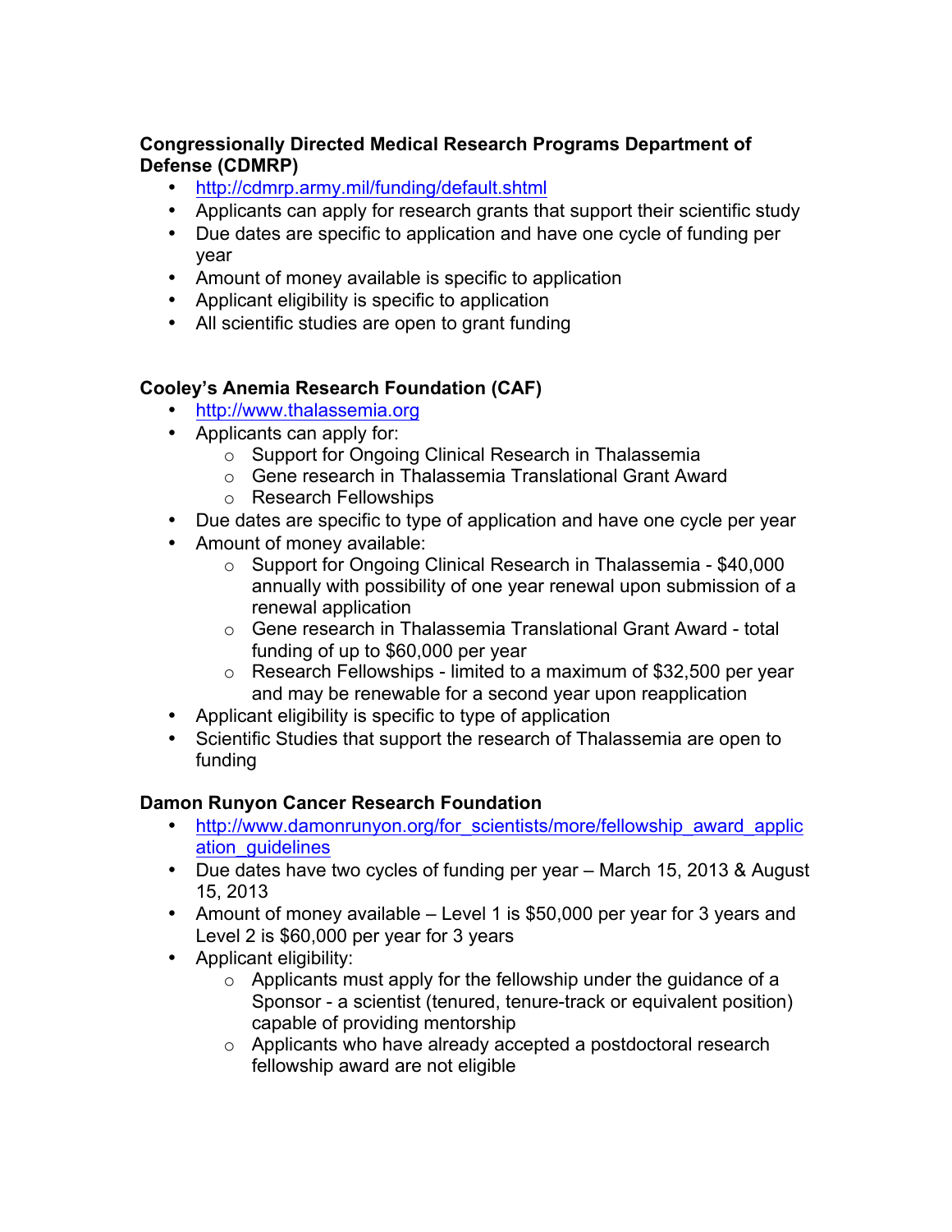**Congressionally Directed Medical Research Programs Department of Defense (CDMRP)**

- http://cdmrp.army.mil/funding/default.shtml
- Applicants can apply for research grants that support their scientific study
- Due dates are specific to application and have one cycle of funding per year
- Amount of money available is specific to application
- Applicant eligibility is specific to application
- All scientific studies are open to grant funding

**Cooley's Anemia Research Foundation (CAF)**

- http://www.thalassemia.org
- Applicants can apply for:
  - Support for Ongoing Clinical Research in Thalassemia
  - Gene research in Thalassemia Translational Grant Award
  - Research Fellowships
- Due dates are specific to type of application and have one cycle per year
- Amount of money available:
  - Support for Ongoing Clinical Research in Thalassemia - $40,000 annually with possibility of one year renewal upon submission of a renewal application
  - Gene research in Thalassemia Translational Grant Award - total funding of up to $60,000 per year
  - Research Fellowships - limited to a maximum of $32,500 per year and may be renewable for a second year upon reapplication
- Applicant eligibility is specific to type of application
- Scientific Studies that support the research of Thalassemia are open to funding

**Damon Runyon Cancer Research Foundation**

- http://www.damonrunyon.org/for_scientists/more/fellowship_award_application_guidelines
- Due dates have two cycles of funding per year – March 15, 2013 & August 15, 2013
- Amount of money available – Level 1 is $50,000 per year for 3 years and Level 2 is $60,000 per year for 3 years
- Applicant eligibility:
  - Applicants must apply for the fellowship under the guidance of a Sponsor - a scientist (tenured, tenure-track or equivalent position) capable of providing mentorship
  - Applicants who have already accepted a postdoctoral research fellowship award are not eligible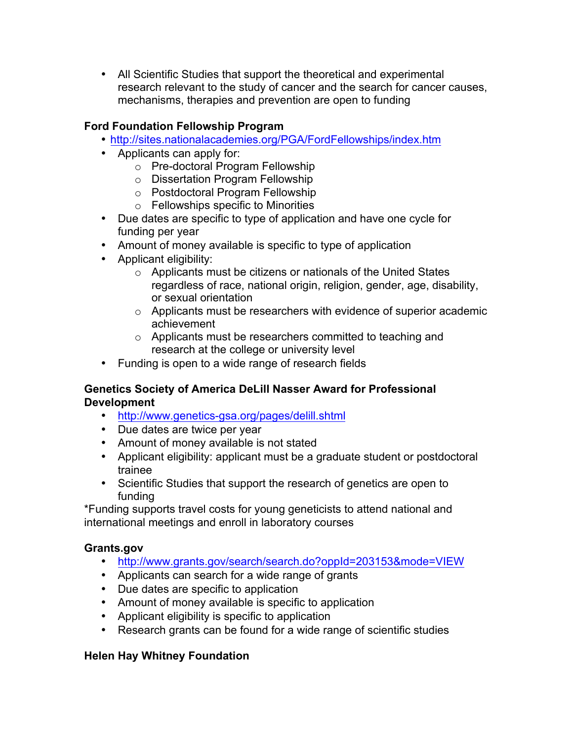- All Scientific Studies that support the theoretical and experimental research relevant to the study of cancer and the search for cancer causes, mechanisms, therapies and prevention are open to funding

**Ford Foundation Fellowship Program**

- http://sites.nationalacademies.org/PGA/FordFellowships/index.htm
- Applicants can apply for:
  - Pre-doctoral Program Fellowship
  - Dissertation Program Fellowship
  - Postdoctoral Program Fellowship
  - Fellowships specific to Minorities
- Due dates are specific to type of application and have one cycle for funding per year
- Amount of money available is specific to type of application
- Applicant eligibility:
  - Applicants must be citizens or nationals of the United States regardless of race, national origin, religion, gender, age, disability, or sexual orientation
  - Applicants must be researchers with evidence of superior academic achievement
  - Applicants must be researchers committed to teaching and research at the college or university level
- Funding is open to a wide range of research fields

**Genetics Society of America DeLill Nasser Award for Professional Development**

- http://www.genetics-gsa.org/pages/delill.shtml
- Due dates are twice per year
- Amount of money available is not stated
- Applicant eligibility: applicant must be a graduate student or postdoctoral trainee
- Scientific Studies that support the research of genetics are open to funding

*Funding supports travel costs for young geneticists to attend national and international meetings and enroll in laboratory courses

**Grants.gov**

- http://www.grants.gov/search/search.do?oppId=203153&mode=VIEW
- Applicants can search for a wide range of grants
- Due dates are specific to application
- Amount of money available is specific to application
- Applicant eligibility is specific to application
- Research grants can be found for a wide range of scientific studies

**Helen Hay Whitney Foundation**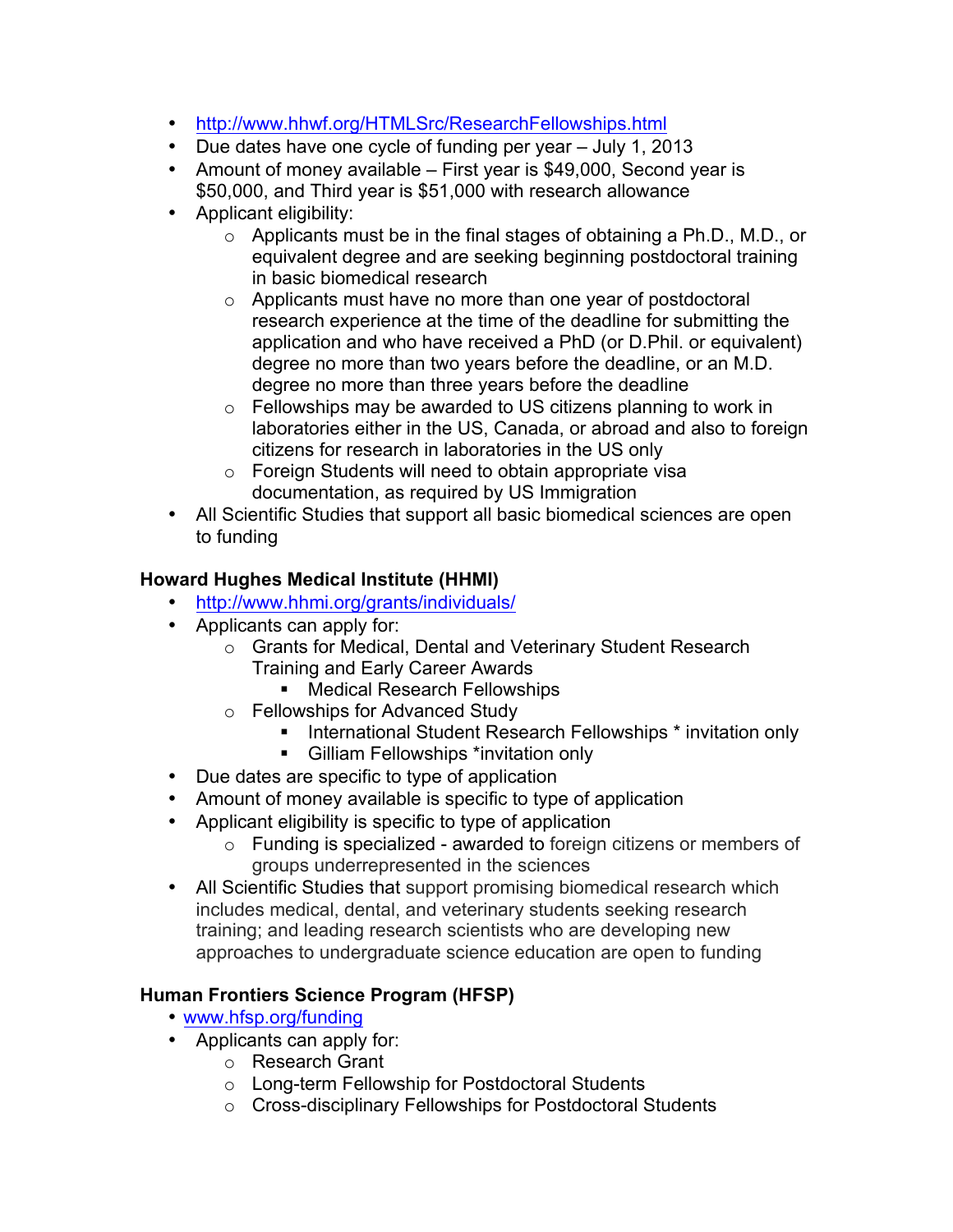- http://www.hhwf.org/HTMLSrc/ResearchFellowships.html
- Due dates have one cycle of funding per year – July 1, 2013
- Amount of money available – First year is $49,000, Second year is $50,000, and Third year is $51,000 with research allowance
- Applicant eligibility:
  - Applicants must be in the final stages of obtaining a Ph.D., M.D., or equivalent degree and are seeking beginning postdoctoral training in basic biomedical research
  - Applicants must have no more than one year of postdoctoral research experience at the time of the deadline for submitting the application and who have received a PhD (or D.Phil. or equivalent) degree no more than two years before the deadline, or an M.D. degree no more than three years before the deadline
  - Fellowships may be awarded to US citizens planning to work in laboratories either in the US, Canada, or abroad and also to foreign citizens for research in laboratories in the US only
  - Foreign Students will need to obtain appropriate visa documentation, as required by US Immigration
- All Scientific Studies that support all basic biomedical sciences are open to funding

**Howard Hughes Medical Institute (HHMI)**

- http://www.hhmi.org/grants/individuals/
- Applicants can apply for:
  - Grants for Medical, Dental and Veterinary Student Research Training and Early Career Awards
    - Medical Research Fellowships
  - Fellowships for Advanced Study
    - International Student Research Fellowships * invitation only
    - Gilliam Fellowships *invitation only
- Due dates are specific to type of application
- Amount of money available is specific to type of application
- Applicant eligibility is specific to type of application
  - Funding is specialized - awarded to foreign citizens or members of groups underrepresented in the sciences
- All Scientific Studies that support promising biomedical research which includes medical, dental, and veterinary students seeking research training; and leading research scientists who are developing new approaches to undergraduate science education are open to funding

**Human Frontiers Science Program (HFSP)**

- www.hfsp.org/funding
- Applicants can apply for:
  - Research Grant
  - Long-term Fellowship for Postdoctoral Students
  - Cross-disciplinary Fellowships for Postdoctoral Students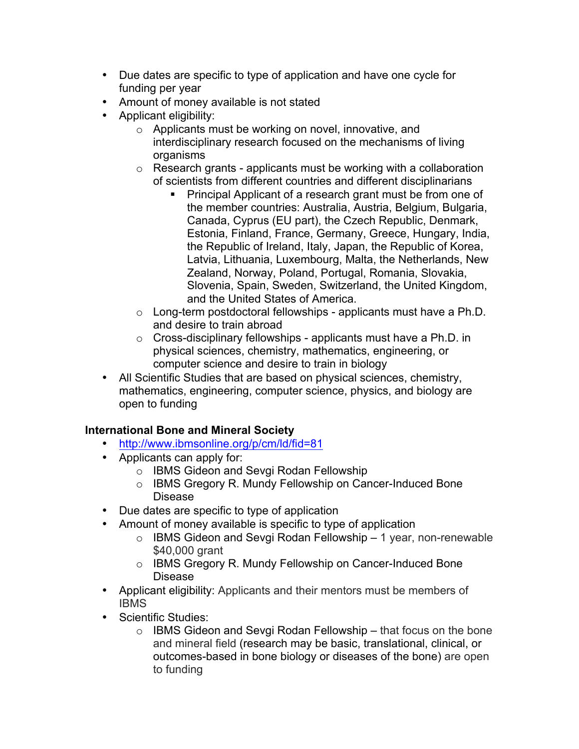- Due dates are specific to type of application and have one cycle for funding per year
- Amount of money available is not stated
- Applicant eligibility:
    - Applicants must be working on novel, innovative, and interdisciplinary research focused on the mechanisms of living organisms
    - Research grants - applicants must be working with a collaboration of scientists from different countries and different disciplinarians
        - Principal Applicant of a research grant must be from one of the member countries: Australia, Austria, Belgium, Bulgaria, Canada, Cyprus (EU part), the Czech Republic, Denmark, Estonia, Finland, France, Germany, Greece, Hungary, India, the Republic of Ireland, Italy, Japan, the Republic of Korea, Latvia, Lithuania, Luxembourg, Malta, the Netherlands, New Zealand, Norway, Poland, Portugal, Romania, Slovakia, Slovenia, Spain, Sweden, Switzerland, the United Kingdom, and the United States of America.
    - Long-term postdoctoral fellowships - applicants must have a Ph.D. and desire to train abroad
    - Cross-disciplinary fellowships - applicants must have a Ph.D. in physical sciences, chemistry, mathematics, engineering, or computer science and desire to train in biology
- All Scientific Studies that are based on physical sciences, chemistry, mathematics, engineering, computer science, physics, and biology are open to funding

**International Bone and Mineral Society**

- http://www.ibmsonline.org/p/cm/ld/fid=81
- Applicants can apply for:
    - IBMS Gideon and Sevgi Rodan Fellowship
    - IBMS Gregory R. Mundy Fellowship on Cancer-Induced Bone Disease
- Due dates are specific to type of application
- Amount of money available is specific to type of application
    - IBMS Gideon and Sevgi Rodan Fellowship – 1 year, non-renewable $40,000 grant
    - IBMS Gregory R. Mundy Fellowship on Cancer-Induced Bone Disease
- Applicant eligibility: Applicants and their mentors must be members of IBMS
- Scientific Studies:
    - IBMS Gideon and Sevgi Rodan Fellowship – that focus on the bone and mineral field (research may be basic, translational, clinical, or outcomes-based in bone biology or diseases of the bone) are open to funding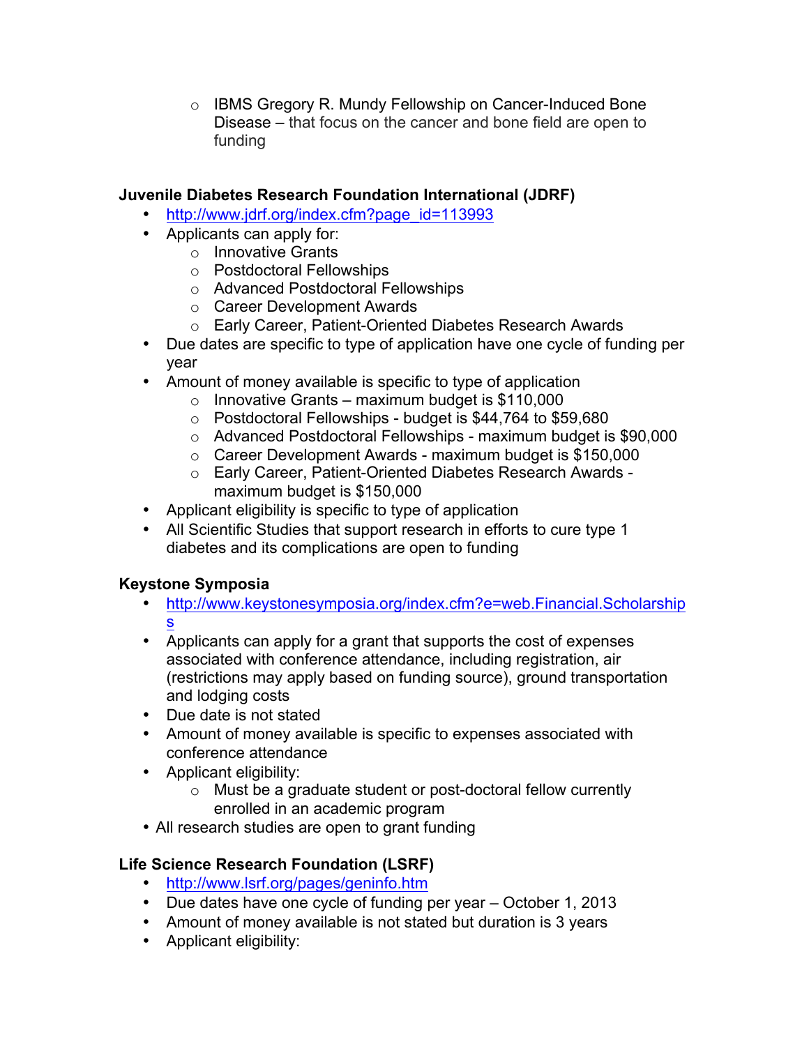- IBMS Gregory R. Mundy Fellowship on Cancer-Induced Bone Disease – that focus on the cancer and bone field are open to funding

**Juvenile Diabetes Research Foundation International (JDRF)**

- http://www.jdrf.org/index.cfm?page_id=113993
- Applicants can apply for:
    - Innovative Grants
    - Postdoctoral Fellowships
    - Advanced Postdoctoral Fellowships
    - Career Development Awards
    - Early Career, Patient-Oriented Diabetes Research Awards
- Due dates are specific to type of application have one cycle of funding per year
- Amount of money available is specific to type of application
    - Innovative Grants – maximum budget is $110,000
    - Postdoctoral Fellowships - budget is $44,764 to $59,680
    - Advanced Postdoctoral Fellowships - maximum budget is $90,000
    - Career Development Awards - maximum budget is $150,000
    - Early Career, Patient-Oriented Diabetes Research Awards - maximum budget is $150,000
- Applicant eligibility is specific to type of application
- All Scientific Studies that support research in efforts to cure type 1 diabetes and its complications are open to funding

**Keystone Symposia**

- http://www.keystonesymposia.org/index.cfm?e=web.Financial.Scholarships
- Applicants can apply for a grant that supports the cost of expenses associated with conference attendance, including registration, air (restrictions may apply based on funding source), ground transportation and lodging costs
- Due date is not stated
- Amount of money available is specific to expenses associated with conference attendance
- Applicant eligibility:
    - Must be a graduate student or post-doctoral fellow currently enrolled in an academic program
- All research studies are open to grant funding

**Life Science Research Foundation (LSRF)**

- http://www.lsrf.org/pages/geninfo.htm
- Due dates have one cycle of funding per year – October 1, 2013
- Amount of money available is not stated but duration is 3 years
- Applicant eligibility: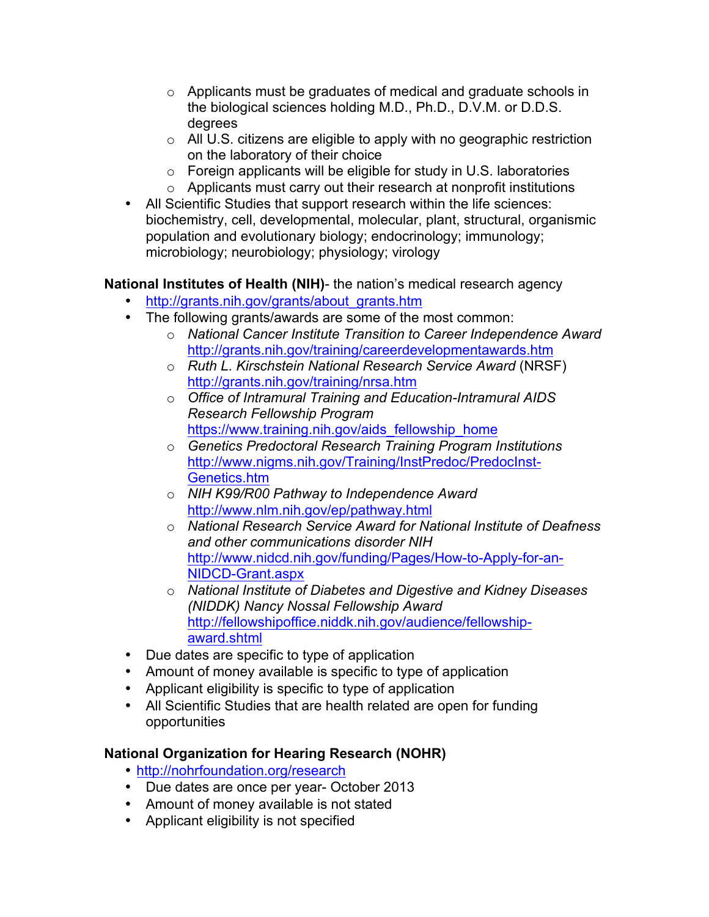- Applicants must be graduates of medical and graduate schools in the biological sciences holding M.D., Ph.D., D.V.M. or D.D.S. degrees
    - All U.S. citizens are eligible to apply with no geographic restriction on the laboratory of their choice
    - Foreign applicants will be eligible for study in U.S. laboratories
    - Applicants must carry out their research at nonprofit institutions
- All Scientific Studies that support research within the life sciences: biochemistry, cell, developmental, molecular, plant, structural, organismic population and evolutionary biology; endocrinology; immunology; microbiology; neurobiology; physiology; virology

**National Institutes of Health (NIH)**- the nation's medical research agency

- http://grants.nih.gov/grants/about_grants.htm
- The following grants/awards are some of the most common:
    - *National Cancer Institute Transition to Career Independence Award* http://grants.nih.gov/training/careerdevelopmentawards.htm
    - *Ruth L. Kirschstein National Research Service Award* (NRSF) http://grants.nih.gov/training/nrsa.htm
    - *Office of Intramural Training and Education-Intramural AIDS Research Fellowship Program* https://www.training.nih.gov/aids_fellowship_home
    - *Genetics Predoctoral Research Training Program Institutions* http://www.nigms.nih.gov/Training/InstPredoc/PredocInst-Genetics.htm
    - *NIH K99/R00 Pathway to Independence Award* http://www.nlm.nih.gov/ep/pathway.html
    - *National Research Service Award for National Institute of Deafness and other communications disorder NIH* http://www.nidcd.nih.gov/funding/Pages/How-to-Apply-for-an-NIDCD-Grant.aspx
    - *National Institute of Diabetes and Digestive and Kidney Diseases (NIDDK) Nancy Nossal Fellowship Award* http://fellowshipoffice.niddk.nih.gov/audience/fellowship-award.shtml
- Due dates are specific to type of application
- Amount of money available is specific to type of application
- Applicant eligibility is specific to type of application
- All Scientific Studies that are health related are open for funding opportunities

**National Organization for Hearing Research (NOHR)**

- http://nohrfoundation.org/research
- Due dates are once per year- October 2013
- Amount of money available is not stated
- Applicant eligibility is not specified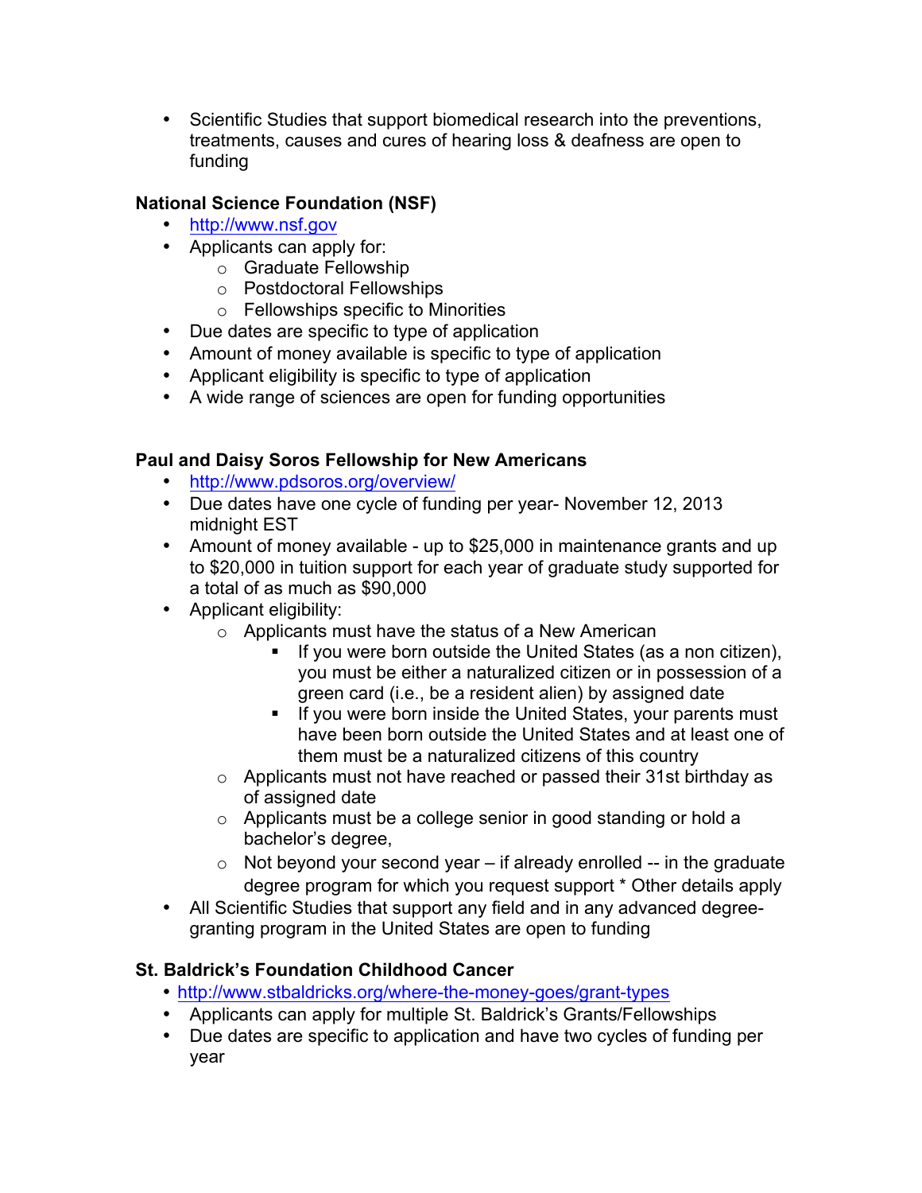- Scientific Studies that support biomedical research into the preventions, treatments, causes and cures of hearing loss & deafness are open to funding

**National Science Foundation (NSF)**

- http://www.nsf.gov
- Applicants can apply for:
  - Graduate Fellowship
  - Postdoctoral Fellowships
  - Fellowships specific to Minorities
- Due dates are specific to type of application
- Amount of money available is specific to type of application
- Applicant eligibility is specific to type of application
- A wide range of sciences are open for funding opportunities

**Paul and Daisy Soros Fellowship for New Americans**

- http://www.pdsoros.org/overview/
- Due dates have one cycle of funding per year- November 12, 2013 midnight EST
- Amount of money available - up to $25,000 in maintenance grants and up to $20,000 in tuition support for each year of graduate study supported for a total of as much as $90,000
- Applicant eligibility:
  - Applicants must have the status of a New American
    - If you were born outside the United States (as a non citizen), you must be either a naturalized citizen or in possession of a green card (i.e., be a resident alien) by assigned date
    - If you were born inside the United States, your parents must have been born outside the United States and at least one of them must be a naturalized citizens of this country
  - Applicants must not have reached or passed their 31st birthday as of assigned date
  - Applicants must be a college senior in good standing or hold a bachelor's degree,
  - Not beyond your second year – if already enrolled -- in the graduate degree program for which you request support * Other details apply
- All Scientific Studies that support any field and in any advanced degree-granting program in the United States are open to funding

**St. Baldrick's Foundation Childhood Cancer**

- http://www.stbaldricks.org/where-the-money-goes/grant-types
- Applicants can apply for multiple St. Baldrick's Grants/Fellowships
- Due dates are specific to application and have two cycles of funding per year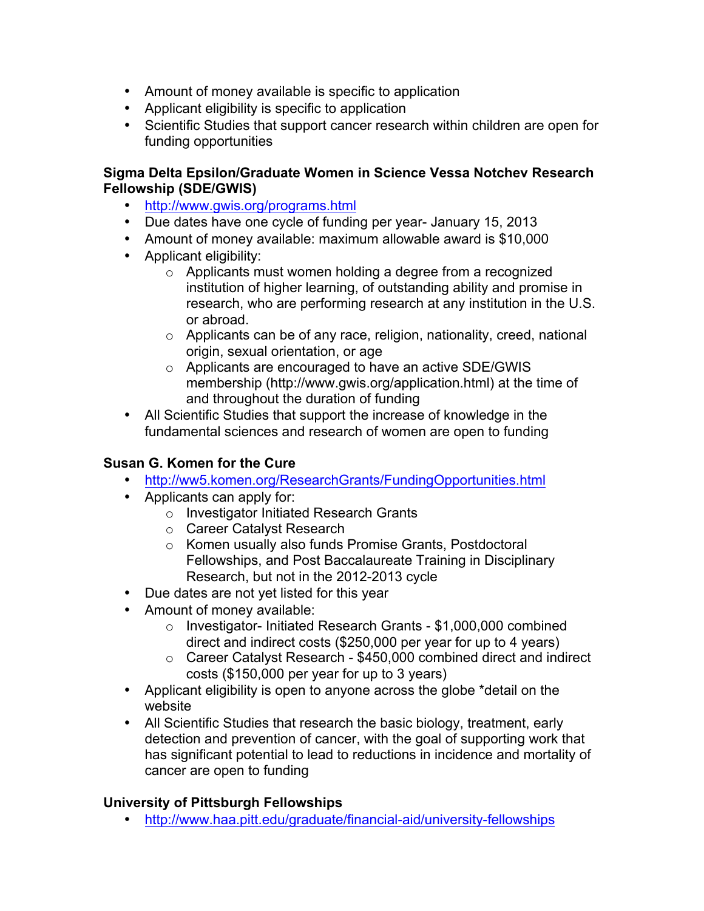- Amount of money available is specific to application
- Applicant eligibility is specific to application
- Scientific Studies that support cancer research within children are open for funding opportunities

**Sigma Delta Epsilon/Graduate Women in Science Vessa Notchev Research Fellowship (SDE/GWIS)**

- http://www.gwis.org/programs.html
- Due dates have one cycle of funding per year- January 15, 2013
- Amount of money available: maximum allowable award is $10,000
- Applicant eligibility:
    - Applicants must women holding a degree from a recognized institution of higher learning, of outstanding ability and promise in research, who are performing research at any institution in the U.S. or abroad.
    - Applicants can be of any race, religion, nationality, creed, national origin, sexual orientation, or age
    - Applicants are encouraged to have an active SDE/GWIS membership (http://www.gwis.org/application.html) at the time of and throughout the duration of funding
- All Scientific Studies that support the increase of knowledge in the fundamental sciences and research of women are open to funding

**Susan G. Komen for the Cure**

- http://ww5.komen.org/ResearchGrants/FundingOpportunities.html
- Applicants can apply for:
    - Investigator Initiated Research Grants
    - Career Catalyst Research
    - Komen usually also funds Promise Grants, Postdoctoral Fellowships, and Post Baccalaureate Training in Disciplinary Research, but not in the 2012-2013 cycle
- Due dates are not yet listed for this year
- Amount of money available:
    - Investigator- Initiated Research Grants - $1,000,000 combined direct and indirect costs ($250,000 per year for up to 4 years)
    - Career Catalyst Research - $450,000 combined direct and indirect costs ($150,000 per year for up to 3 years)
- Applicant eligibility is open to anyone across the globe *detail on the website
- All Scientific Studies that research the basic biology, treatment, early detection and prevention of cancer, with the goal of supporting work that has significant potential to lead to reductions in incidence and mortality of cancer are open to funding

**University of Pittsburgh Fellowships**

- http://www.haa.pitt.edu/graduate/financial-aid/university-fellowships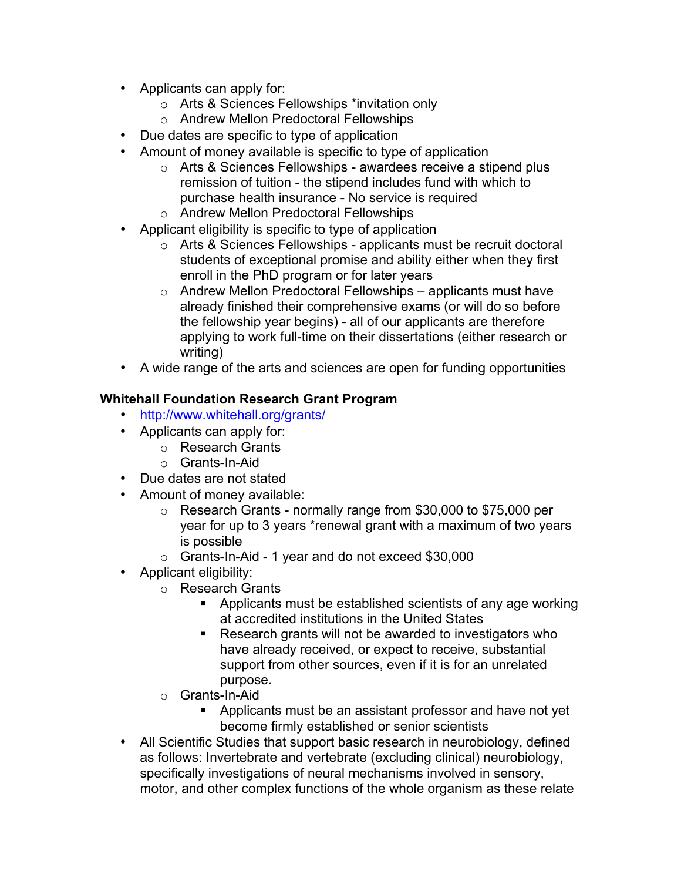- Applicants can apply for:
  - Arts & Sciences Fellowships *invitation only
  - Andrew Mellon Predoctoral Fellowships
- Due dates are specific to type of application
- Amount of money available is specific to type of application
  - Arts & Sciences Fellowships - awardees receive a stipend plus remission of tuition - the stipend includes fund with which to purchase health insurance - No service is required
  - Andrew Mellon Predoctoral Fellowships
- Applicant eligibility is specific to type of application
  - Arts & Sciences Fellowships - applicants must be recruit doctoral students of exceptional promise and ability either when they first enroll in the PhD program or for later years
  - Andrew Mellon Predoctoral Fellowships – applicants must have already finished their comprehensive exams (or will do so before the fellowship year begins) - all of our applicants are therefore applying to work full-time on their dissertations (either research or writing)
- A wide range of the arts and sciences are open for funding opportunities

**Whitehall Foundation Research Grant Program**

- [http://www.whitehall.org/grants/](http://www.whitehall.org/grants/)
- Applicants can apply for:
  - Research Grants
  - Grants-In-Aid
- Due dates are not stated
- Amount of money available:
  - Research Grants - normally range from $30,000 to $75,000 per year for up to 3 years *renewal grant with a maximum of two years is possible
  - Grants-In-Aid - 1 year and do not exceed $30,000
- Applicant eligibility:
  - Research Grants
    - Applicants must be established scientists of any age working at accredited institutions in the United States
    - Research grants will not be awarded to investigators who have already received, or expect to receive, substantial support from other sources, even if it is for an unrelated purpose.
  - Grants-In-Aid
    - Applicants must be an assistant professor and have not yet become firmly established or senior scientists
- All Scientific Studies that support basic research in neurobiology, defined as follows: Invertebrate and vertebrate (excluding clinical) neurobiology, specifically investigations of neural mechanisms involved in sensory, motor, and other complex functions of the whole organism as these relate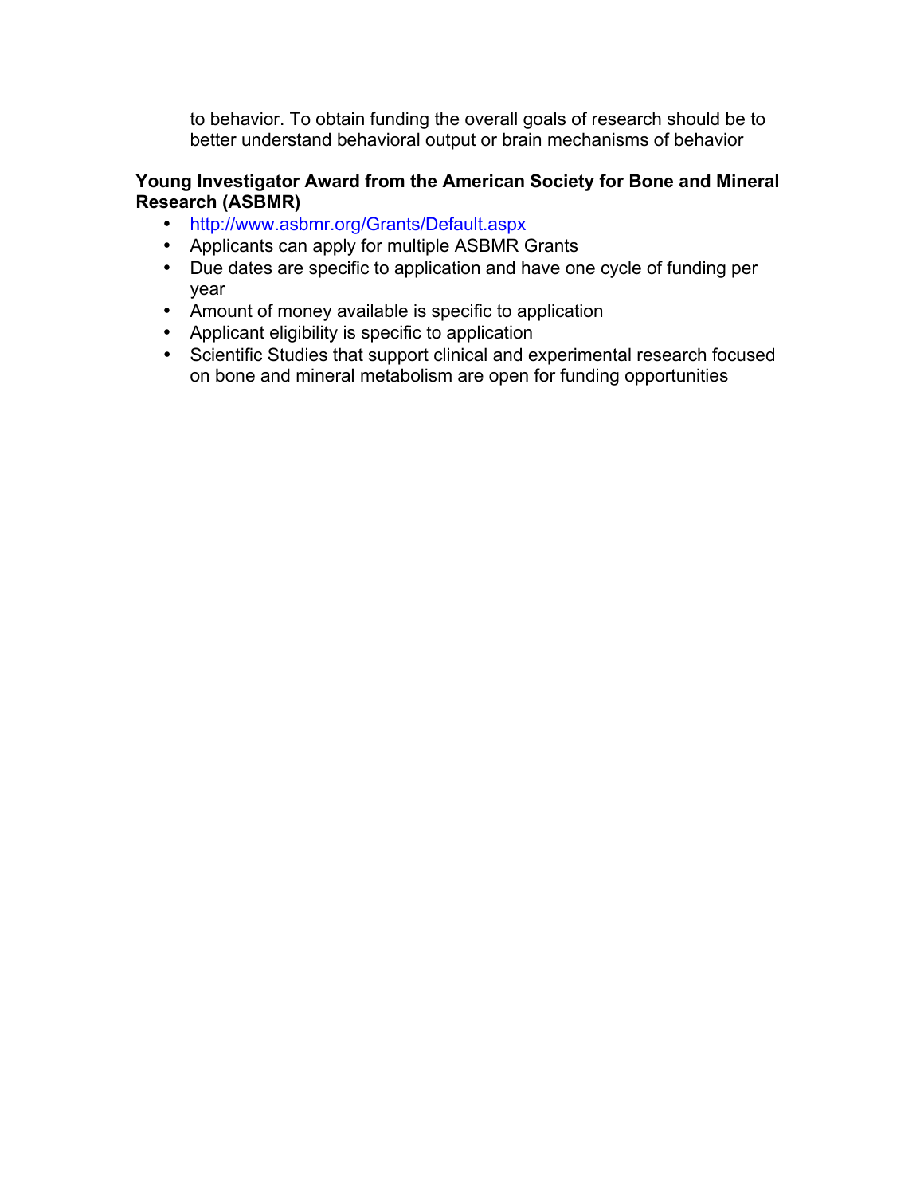to behavior. To obtain funding the overall goals of research should be to better understand behavioral output or brain mechanisms of behavior

**Young Investigator Award from the American Society for Bone and Mineral Research (ASBMR)**

- http://www.asbmr.org/Grants/Default.aspx
- Applicants can apply for multiple ASBMR Grants
- Due dates are specific to application and have one cycle of funding per year
- Amount of money available is specific to application
- Applicant eligibility is specific to application
- Scientific Studies that support clinical and experimental research focused on bone and mineral metabolism are open for funding opportunities